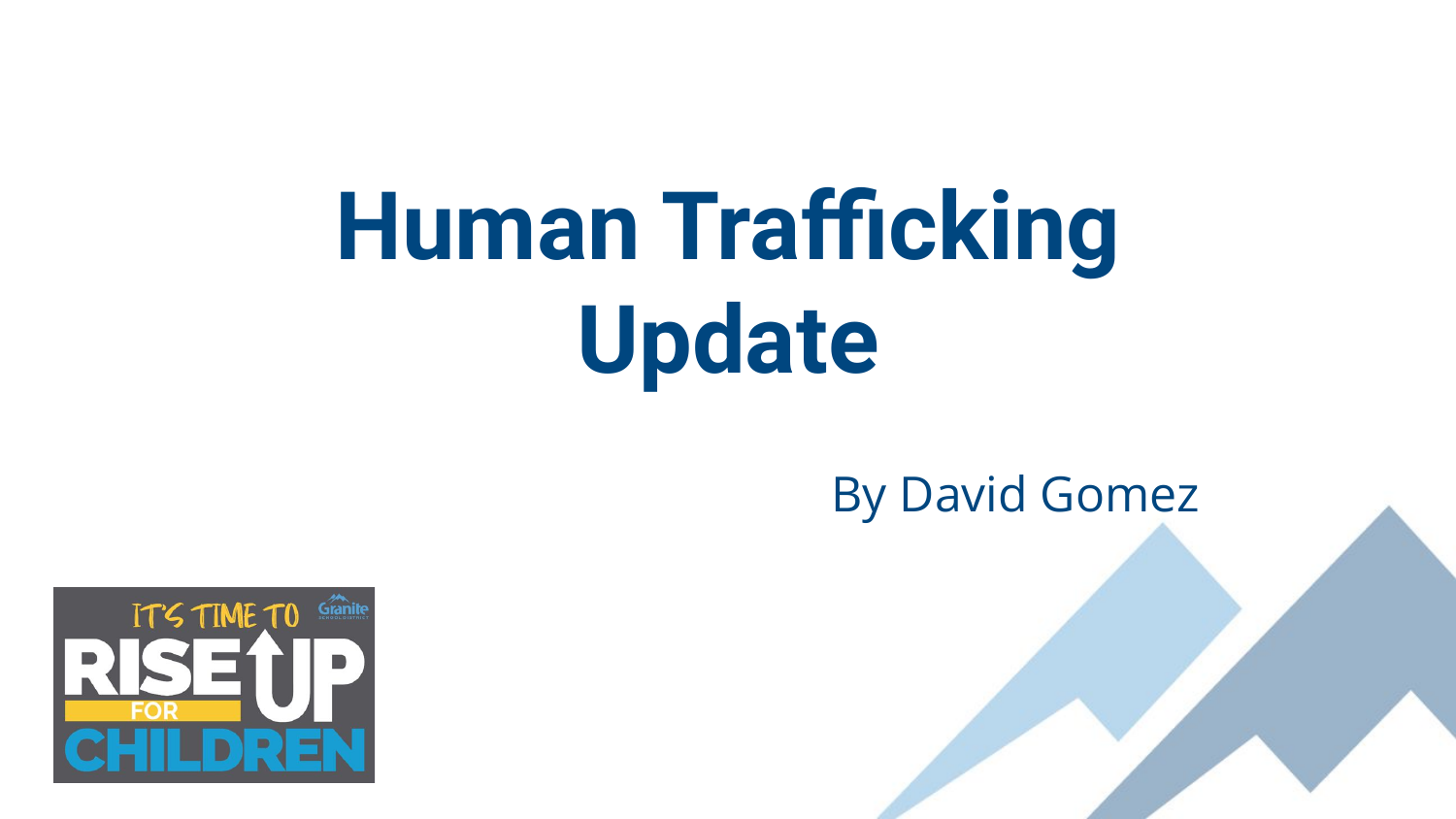# Human Trafficking Update

By David Gomez

IT'S TIME TO RISE UP FOR CHILDREN

Granite School District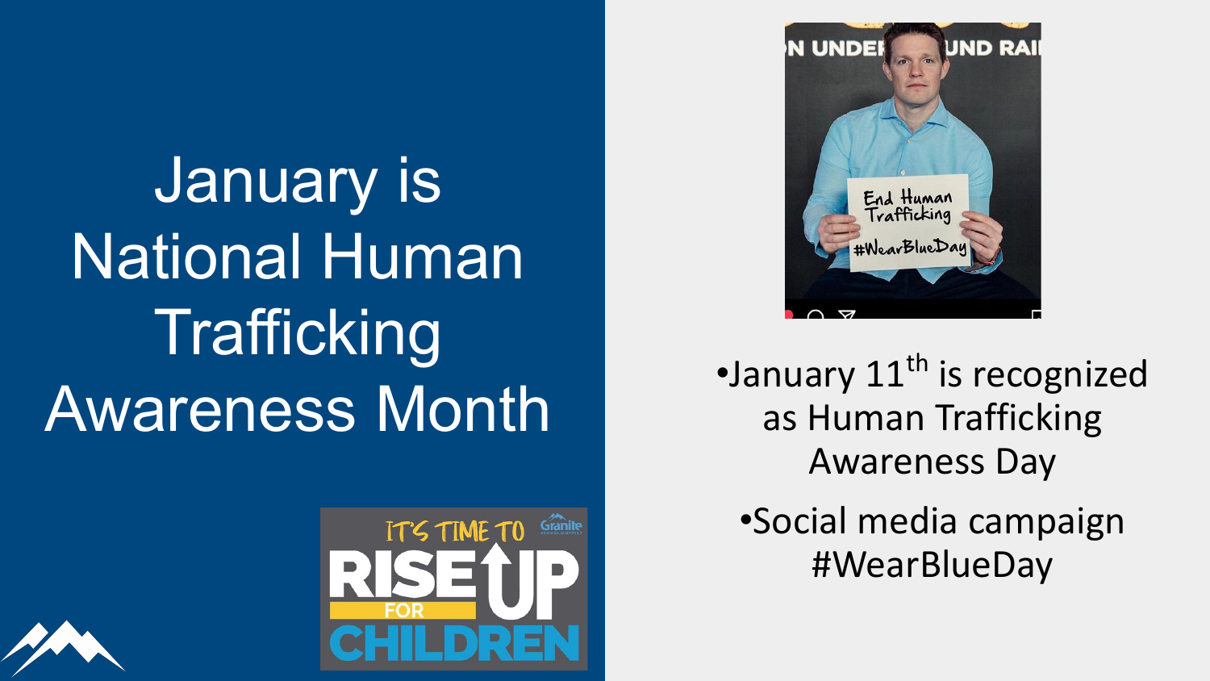# January is National Human Trafficking Awareness Month

- January 11th is recognized as Human Trafficking Awareness Day
- Social media campaign #WearBlueDay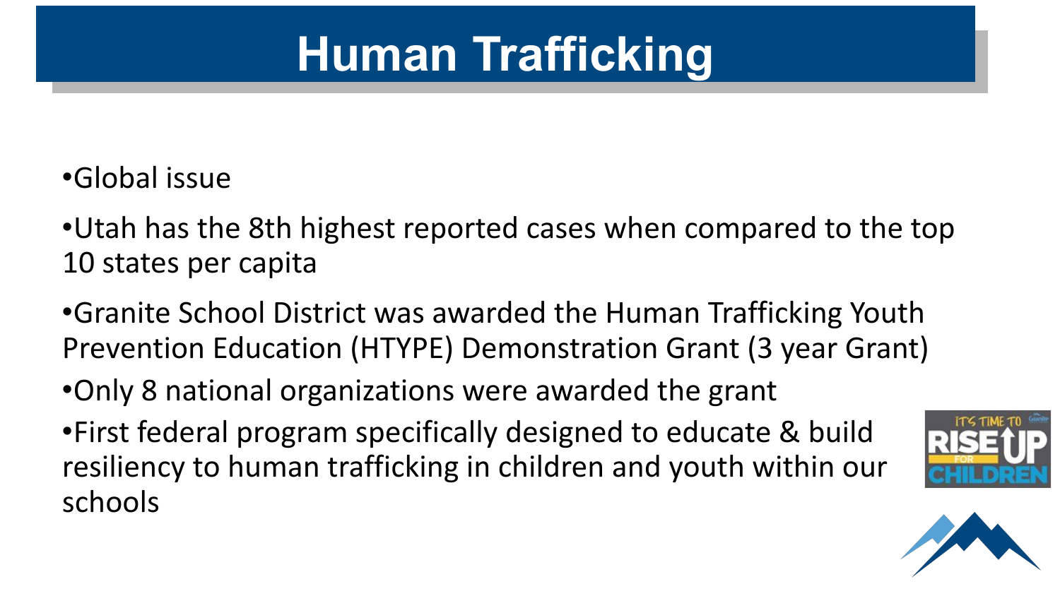# Human Trafficking

- Global issue
- Utah has the 8th highest reported cases when compared to the top 10 states per capita
- Granite School District was awarded the Human Trafficking Youth Prevention Education (HTYPE) Demonstration Grant (3 year Grant)
- Only 8 national organizations were awarded the grant
- First federal program specifically designed to educate & build resiliency to human trafficking in children and youth within our schools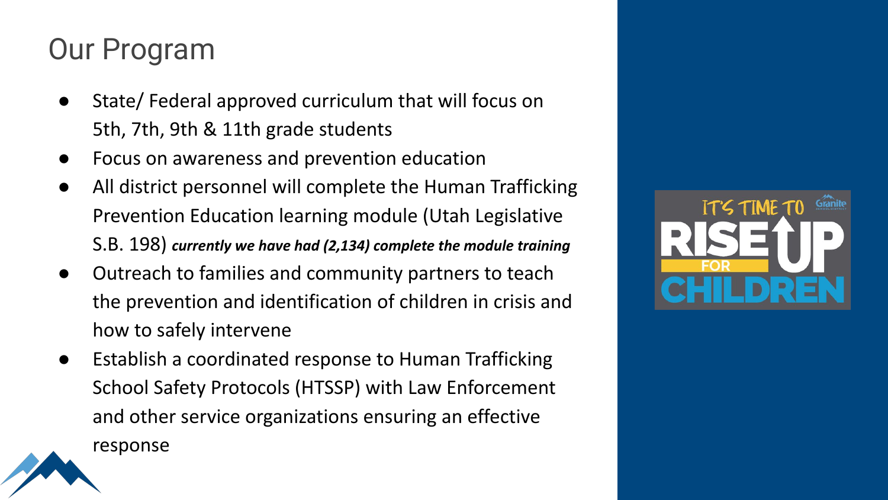## Our Program

- State/ Federal approved curriculum that will focus on 5th, 7th, 9th & 11th grade students
- Focus on awareness and prevention education
- All district personnel will complete the Human Trafficking Prevention Education learning module (Utah Legislative S.B. 198) ***currently we have had (2,134) complete the module training***
- Outreach to families and community partners to teach the prevention and identification of children in crisis and how to safely intervene
- Establish a coordinated response to Human Trafficking School Safety Protocols (HTSSP) with Law Enforcement and other service organizations ensuring an effective response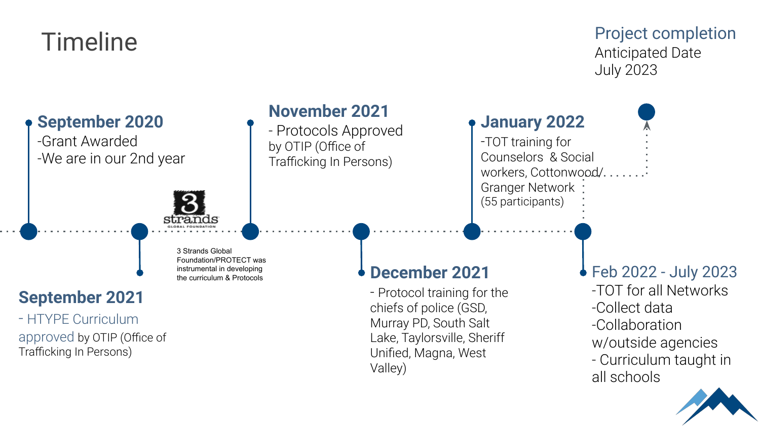# Timeline

## September 2020
- Grant Awarded
- We are in our 2nd year

## September 2021
- HTYPE Curriculum approved by OTIP (Office of Trafficking In Persons)

3 Strands Global Foundation/PROTECT was instrumental in developing the curriculum & Protocols

## November 2021
- Protocols Approved by OTIP (Office of Trafficking In Persons)

## December 2021
- Protocol training for the chiefs of police (GSD, Murray PD, South Salt Lake, Taylorsville, Sheriff Unified, Magna, West Valley)

## January 2022
- TOT training for Counselors & Social workers, Cottonwood/ Granger Network (55 participants)

## Feb 2022 - July 2023
- TOT for all Networks
- Collect data
- Collaboration w/outside agencies
- Curriculum taught in all schools

## Project completion
Anticipated Date
July 2023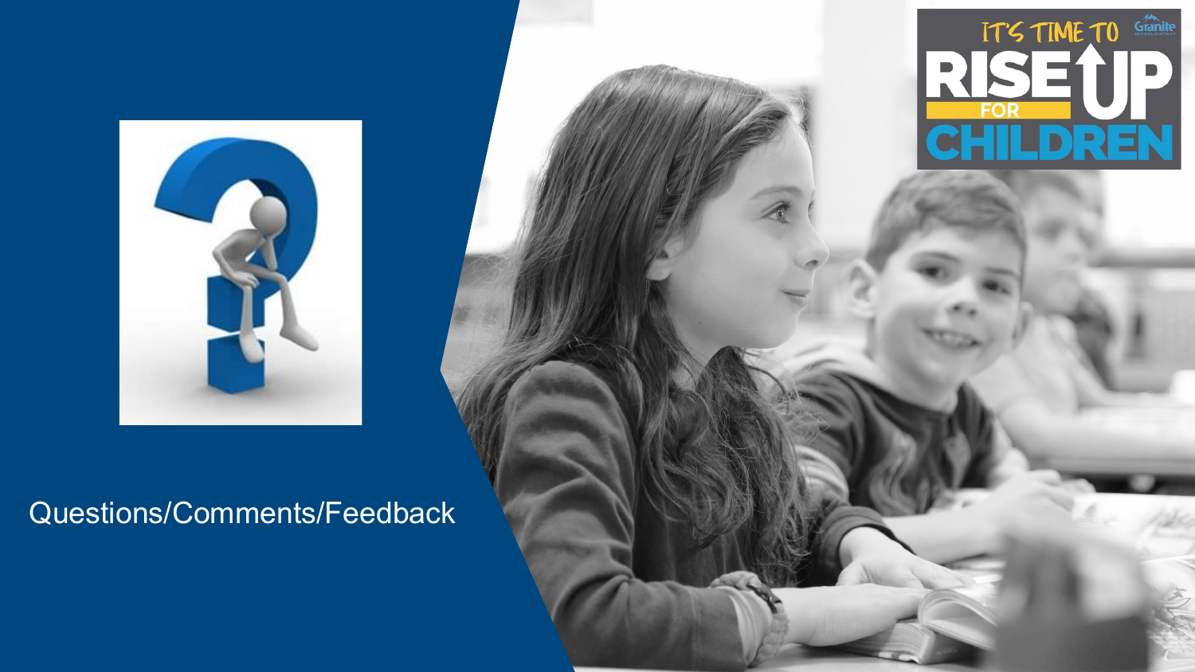Questions/Comments/Feedback